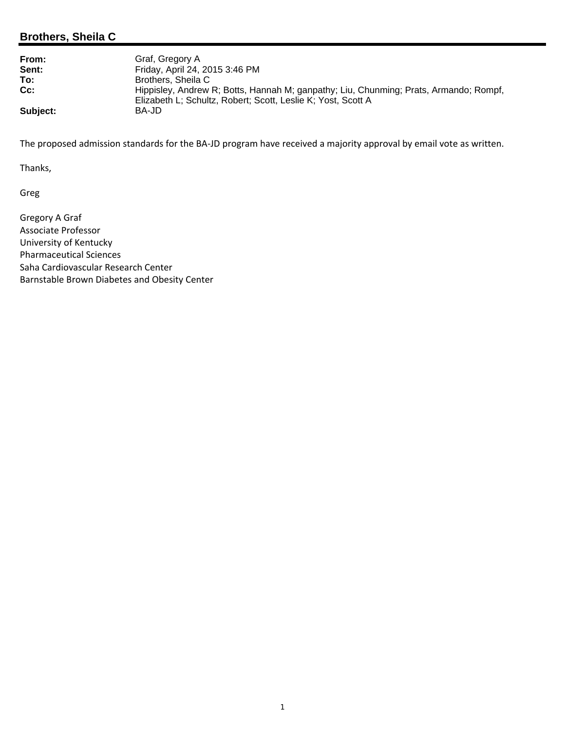## Brothers, Sheila C

**From:** Graf, Gregory A
**Sent:** Friday, April 24, 2015 3:46 PM
**To:** Brothers, Sheila C
**Cc:** Hippisley, Andrew R; Botts, Hannah M; ganpathy; Liu, Chunming; Prats, Armando; Rompf, Elizabeth L; Schultz, Robert; Scott, Leslie K; Yost, Scott A
**Subject:** BA-JD

The proposed admission standards for the BA-JD program have received a majority approval by email vote as written.

Thanks,

Greg

Gregory A Graf
Associate Professor
University of Kentucky
Pharmaceutical Sciences
Saha Cardiovascular Research Center
Barnstable Brown Diabetes and Obesity Center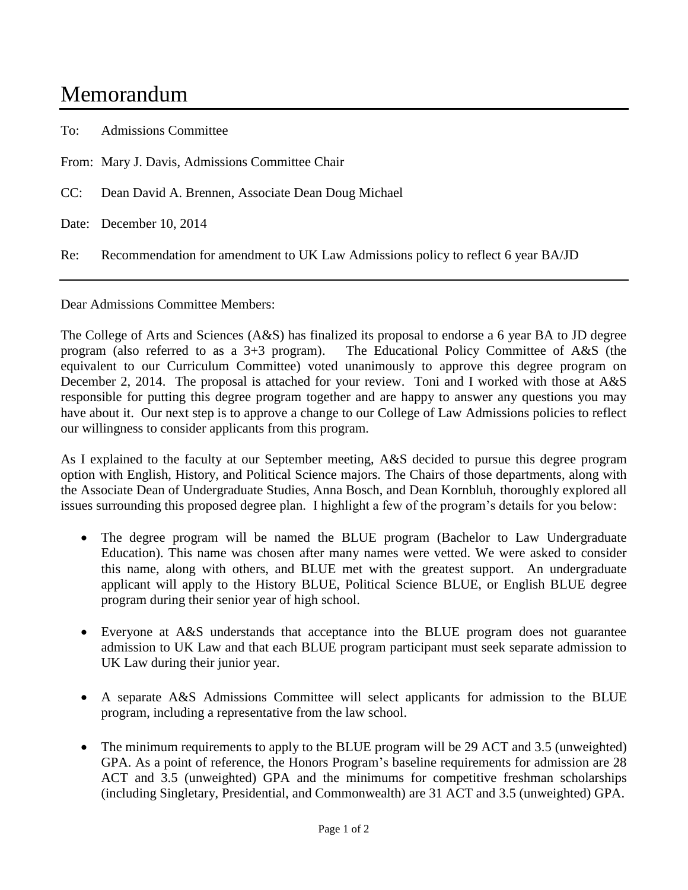# Memorandum

To: Admissions Committee

From: Mary J. Davis, Admissions Committee Chair

CC: Dean David A. Brennen, Associate Dean Doug Michael

Date: December 10, 2014

Re: Recommendation for amendment to UK Law Admissions policy to reflect 6 year BA/JD

---

Dear Admissions Committee Members:

The College of Arts and Sciences (A&S) has finalized its proposal to endorse a 6 year BA to JD degree program (also referred to as a 3+3 program). The Educational Policy Committee of A&S (the equivalent to our Curriculum Committee) voted unanimously to approve this degree program on December 2, 2014. The proposal is attached for your review. Toni and I worked with those at A&S responsible for putting this degree program together and are happy to answer any questions you may have about it. Our next step is to approve a change to our College of Law Admissions policies to reflect our willingness to consider applicants from this program.

As I explained to the faculty at our September meeting, A&S decided to pursue this degree program option with English, History, and Political Science majors. The Chairs of those departments, along with the Associate Dean of Undergraduate Studies, Anna Bosch, and Dean Kornbluh, thoroughly explored all issues surrounding this proposed degree plan. I highlight a few of the program's details for you below:

- The degree program will be named the BLUE program (Bachelor to Law Undergraduate Education). This name was chosen after many names were vetted. We were asked to consider this name, along with others, and BLUE met with the greatest support. An undergraduate applicant will apply to the History BLUE, Political Science BLUE, or English BLUE degree program during their senior year of high school.

- Everyone at A&S understands that acceptance into the BLUE program does not guarantee admission to UK Law and that each BLUE program participant must seek separate admission to UK Law during their junior year.

- A separate A&S Admissions Committee will select applicants for admission to the BLUE program, including a representative from the law school.

- The minimum requirements to apply to the BLUE program will be 29 ACT and 3.5 (unweighted) GPA. As a point of reference, the Honors Program's baseline requirements for admission are 28 ACT and 3.5 (unweighted) GPA and the minimums for competitive freshman scholarships (including Singletary, Presidential, and Commonwealth) are 31 ACT and 3.5 (unweighted) GPA.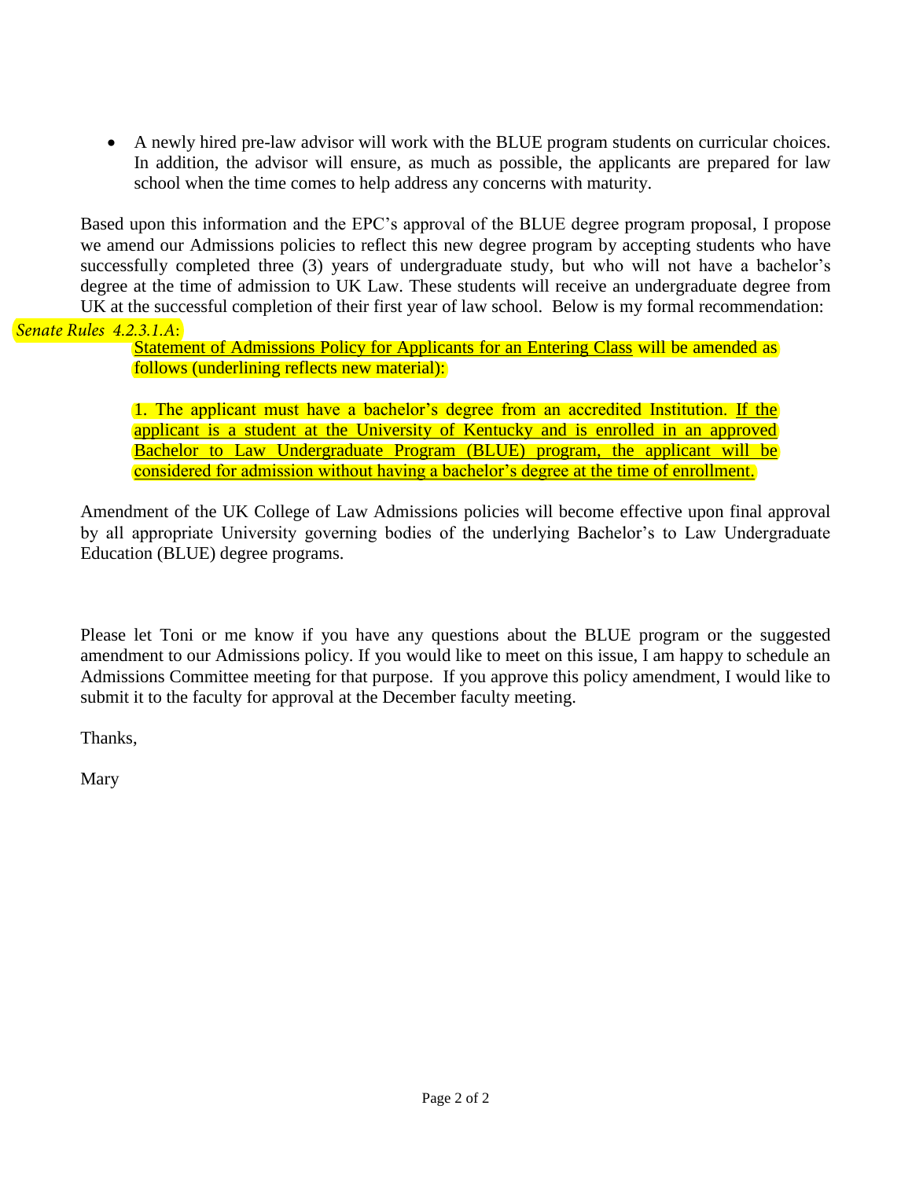- A newly hired pre-law advisor will work with the BLUE program students on curricular choices. In addition, the advisor will ensure, as much as possible, the applicants are prepared for law school when the time comes to help address any concerns with maturity.

Based upon this information and the EPC's approval of the BLUE degree program proposal, I propose we amend our Admissions policies to reflect this new degree program by accepting students who have successfully completed three (3) years of undergraduate study, but who will not have a bachelor's degree at the time of admission to UK Law. These students will receive an undergraduate degree from UK at the successful completion of their first year of law school. Below is my formal recommendation:

*Senate Rules 4.2.3.1.A:*

> <u>Statement of Admissions Policy for Applicants for an Entering Class</u> will be amended as follows (underlining reflects new material):
>
> 1. The applicant must have a bachelor's degree from an accredited Institution. <u>If the applicant is a student at the University of Kentucky and is enrolled in an approved Bachelor to Law Undergraduate Program (BLUE) program, the applicant will be considered for admission without having a bachelor's degree at the time of enrollment.</u>

Amendment of the UK College of Law Admissions policies will become effective upon final approval by all appropriate University governing bodies of the underlying Bachelor's to Law Undergraduate Education (BLUE) degree programs.

Please let Toni or me know if you have any questions about the BLUE program or the suggested amendment to our Admissions policy. If you would like to meet on this issue, I am happy to schedule an Admissions Committee meeting for that purpose. If you approve this policy amendment, I would like to submit it to the faculty for approval at the December faculty meeting.

Thanks,

Mary